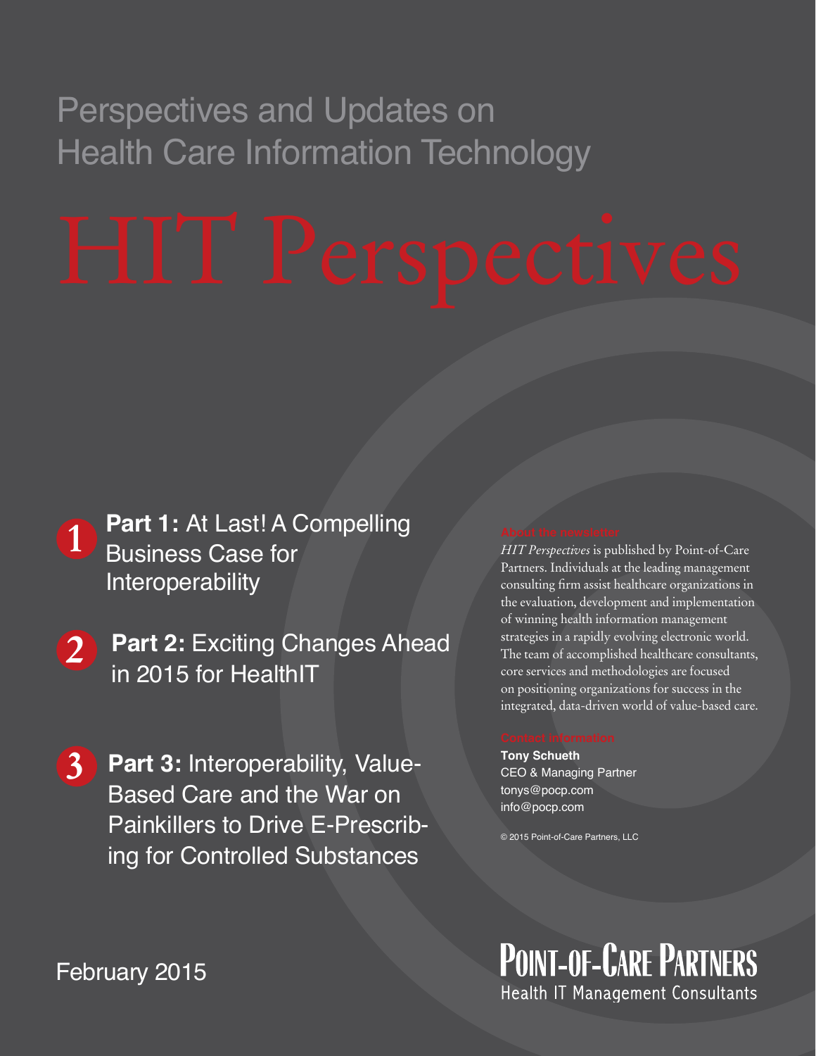Perspectives and Updates on Health Care Information Technology

# HIT Perspectives

1. **Part 1:** At Last! A Compelling Business Case for Interoperability

2. **Part 2:** Exciting Changes Ahead in 2015 for HealthIT

3. **Part 3:** Interoperability, Value-Based Care and the War on Painkillers to Drive E-Prescribing for Controlled Substances

### About the newsletter

*HIT Perspectives* is published by Point-of-Care Partners. Individuals at the leading management consulting firm assist healthcare organizations in the evaluation, development and implementation of winning health information management strategies in a rapidly evolving electronic world. The team of accomplished healthcare consultants, core services and methodologies are focused on positioning organizations for success in the integrated, data-driven world of value-based care.

### Contact information

**Tony Schueth**
CEO & Managing Partner
tonys@pocp.com
info@pocp.com

© 2015 Point-of-Care Partners, LLC

February 2015

POINT-OF-CARE PARTNERS
Health IT Management Consultants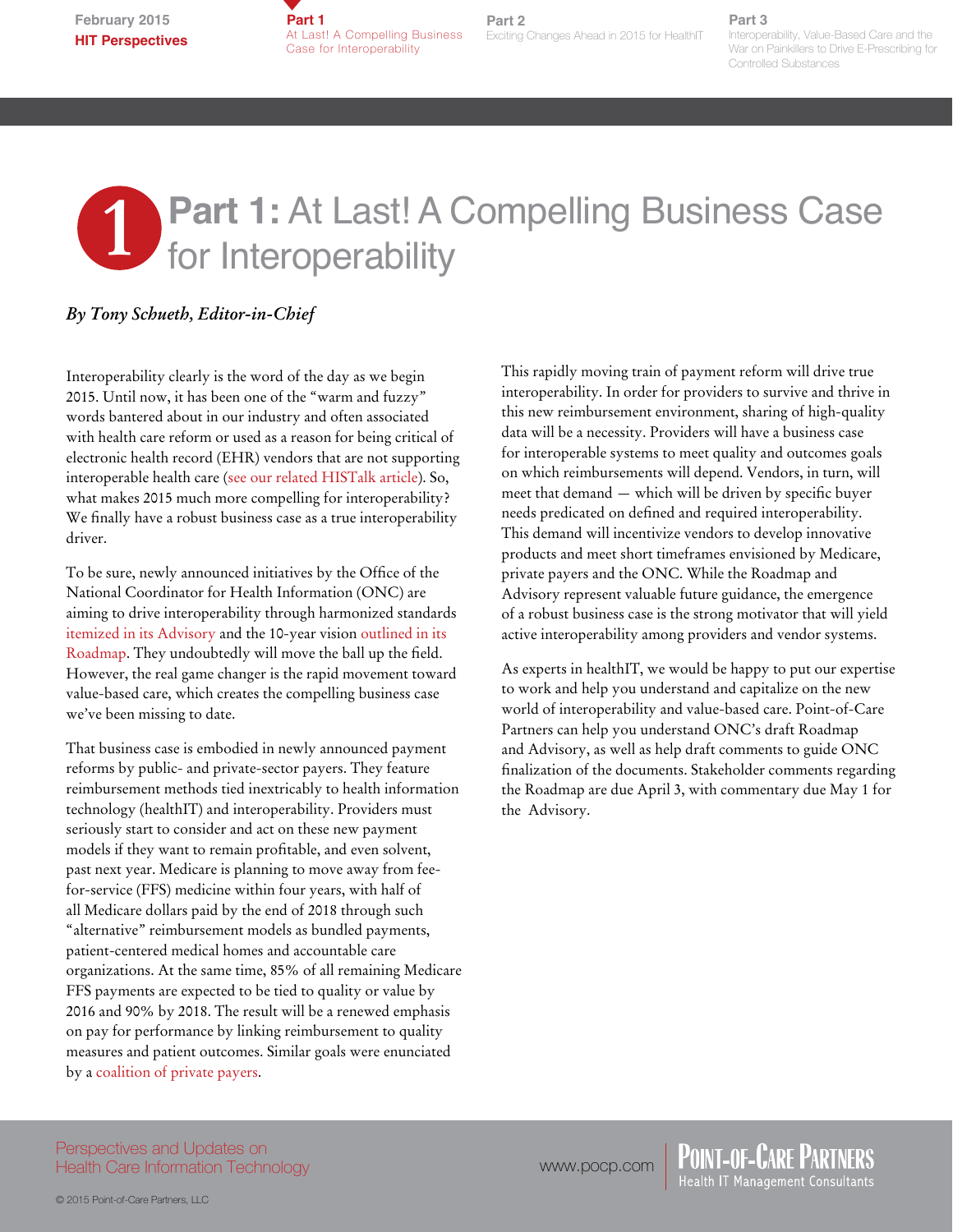# Part 1: At Last! A Compelling Business Case for Interoperability

*By Tony Schueth, Editor-in-Chief*

Interoperability clearly is the word of the day as we begin 2015. Until now, it has been one of the "warm and fuzzy" words bantered about in our industry and often associated with health care reform or used as a reason for being critical of electronic health record (EHR) vendors that are not supporting interoperable health care (see our related HISTalk article). So, what makes 2015 much more compelling for interoperability? We finally have a robust business case as a true interoperability driver.

To be sure, newly announced initiatives by the Office of the National Coordinator for Health Information (ONC) are aiming to drive interoperability through harmonized standards itemized in its Advisory and the 10-year vision outlined in its Roadmap. They undoubtedly will move the ball up the field. However, the real game changer is the rapid movement toward value-based care, which creates the compelling business case we've been missing to date.

That business case is embodied in newly announced payment reforms by public- and private-sector payers. They feature reimbursement methods tied inextricably to health information technology (healthIT) and interoperability. Providers must seriously start to consider and act on these new payment models if they want to remain profitable, and even solvent, past next year. Medicare is planning to move away from fee-for-service (FFS) medicine within four years, with half of all Medicare dollars paid by the end of 2018 through such "alternative" reimbursement models as bundled payments, patient-centered medical homes and accountable care organizations. At the same time, 85% of all remaining Medicare FFS payments are expected to be tied to quality or value by 2016 and 90% by 2018. The result will be a renewed emphasis on pay for performance by linking reimbursement to quality measures and patient outcomes. Similar goals were enunciated by a coalition of private payers.

This rapidly moving train of payment reform will drive true interoperability. In order for providers to survive and thrive in this new reimbursement environment, sharing of high-quality data will be a necessity. Providers will have a business case for interoperable systems to meet quality and outcomes goals on which reimbursements will depend. Vendors, in turn, will meet that demand — which will be driven by specific buyer needs predicated on defined and required interoperability. This demand will incentivize vendors to develop innovative products and meet short timeframes envisioned by Medicare, private payers and the ONC. While the Roadmap and Advisory represent valuable future guidance, the emergence of a robust business case is the strong motivator that will yield active interoperability among providers and vendor systems.

As experts in healthIT, we would be happy to put our expertise to work and help you understand and capitalize on the new world of interoperability and value-based care. Point-of-Care Partners can help you understand ONC's draft Roadmap and Advisory, as well as help draft comments to guide ONC finalization of the documents. Stakeholder comments regarding the Roadmap are due April 3, with commentary due May 1 for the Advisory.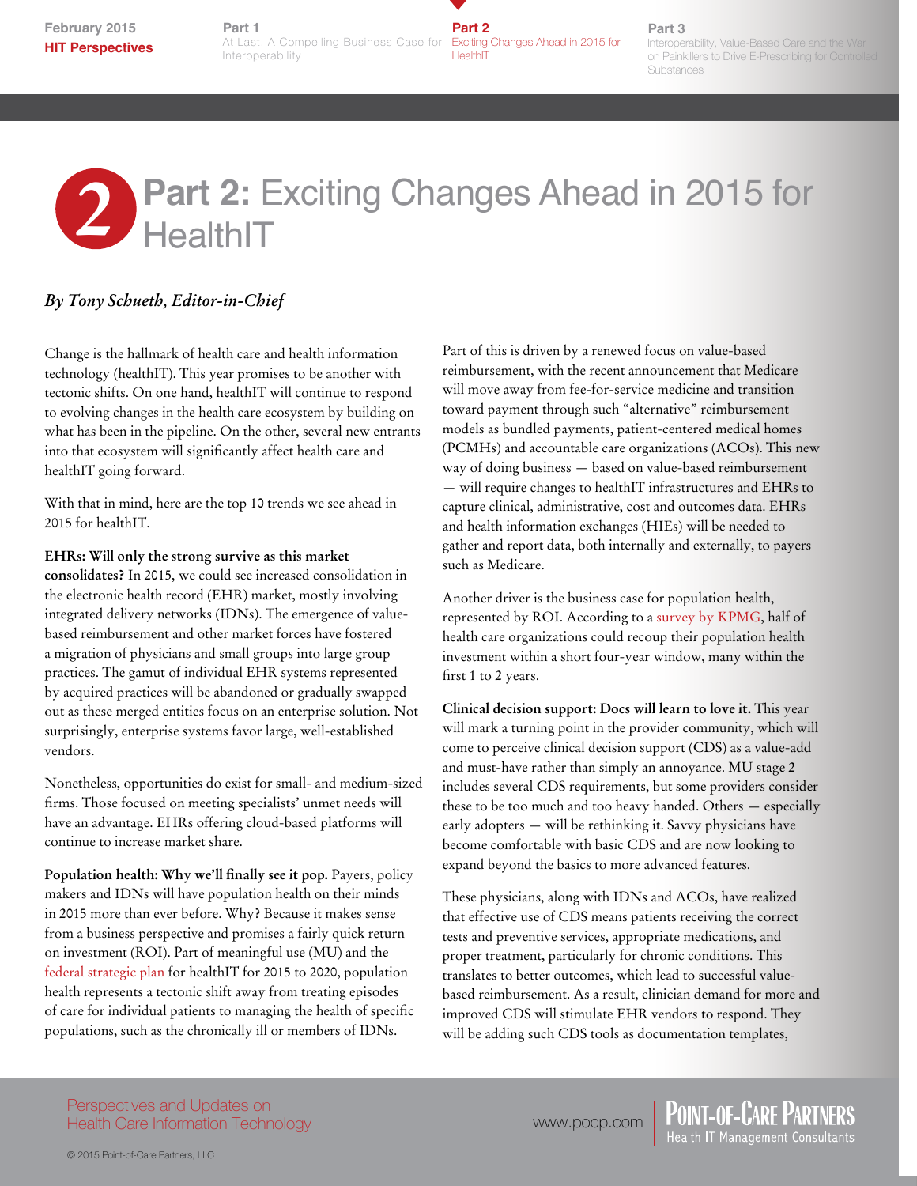# Part 2: Exciting Changes Ahead in 2015 for HealthIT

*By Tony Schueth, Editor-in-Chief*

Change is the hallmark of health care and health information technology (healthIT). This year promises to be another with tectonic shifts. On one hand, healthIT will continue to respond to evolving changes in the health care ecosystem by building on what has been in the pipeline. On the other, several new entrants into that ecosystem will significantly affect health care and healthIT going forward.

With that in mind, here are the top 10 trends we see ahead in 2015 for healthIT.

**EHRs: Will only the strong survive as this market consolidates?** In 2015, we could see increased consolidation in the electronic health record (EHR) market, mostly involving integrated delivery networks (IDNs). The emergence of value-based reimbursement and other market forces have fostered a migration of physicians and small groups into large group practices. The gamut of individual EHR systems represented by acquired practices will be abandoned or gradually swapped out as these merged entities focus on an enterprise solution. Not surprisingly, enterprise systems favor large, well-established vendors.

Nonetheless, opportunities do exist for small- and medium-sized firms. Those focused on meeting specialists' unmet needs will have an advantage. EHRs offering cloud-based platforms will continue to increase market share.

**Population health: Why we'll finally see it pop.** Payers, policy makers and IDNs will have population health on their minds in 2015 more than ever before. Why? Because it makes sense from a business perspective and promises a fairly quick return on investment (ROI). Part of meaningful use (MU) and the federal strategic plan for healthIT for 2015 to 2020, population health represents a tectonic shift away from treating episodes of care for individual patients to managing the health of specific populations, such as the chronically ill or members of IDNs.

Part of this is driven by a renewed focus on value-based reimbursement, with the recent announcement that Medicare will move away from fee-for-service medicine and transition toward payment through such "alternative" reimbursement models as bundled payments, patient-centered medical homes (PCMHs) and accountable care organizations (ACOs). This new way of doing business — based on value-based reimbursement — will require changes to healthIT infrastructures and EHRs to capture clinical, administrative, cost and outcomes data. EHRs and health information exchanges (HIEs) will be needed to gather and report data, both internally and externally, to payers such as Medicare.

Another driver is the business case for population health, represented by ROI. According to a survey by KPMG, half of health care organizations could recoup their population health investment within a short four-year window, many within the first 1 to 2 years.

**Clinical decision support: Docs will learn to love it.** This year will mark a turning point in the provider community, which will come to perceive clinical decision support (CDS) as a value-add and must-have rather than simply an annoyance. MU stage 2 includes several CDS requirements, but some providers consider these to be too much and too heavy handed. Others — especially early adopters — will be rethinking it. Savvy physicians have become comfortable with basic CDS and are now looking to expand beyond the basics to more advanced features.

These physicians, along with IDNs and ACOs, have realized that effective use of CDS means patients receiving the correct tests and preventive services, appropriate medications, and proper treatment, particularly for chronic conditions. This translates to better outcomes, which lead to successful value-based reimbursement. As a result, clinician demand for more and improved CDS will stimulate EHR vendors to respond. They will be adding such CDS tools as documentation templates,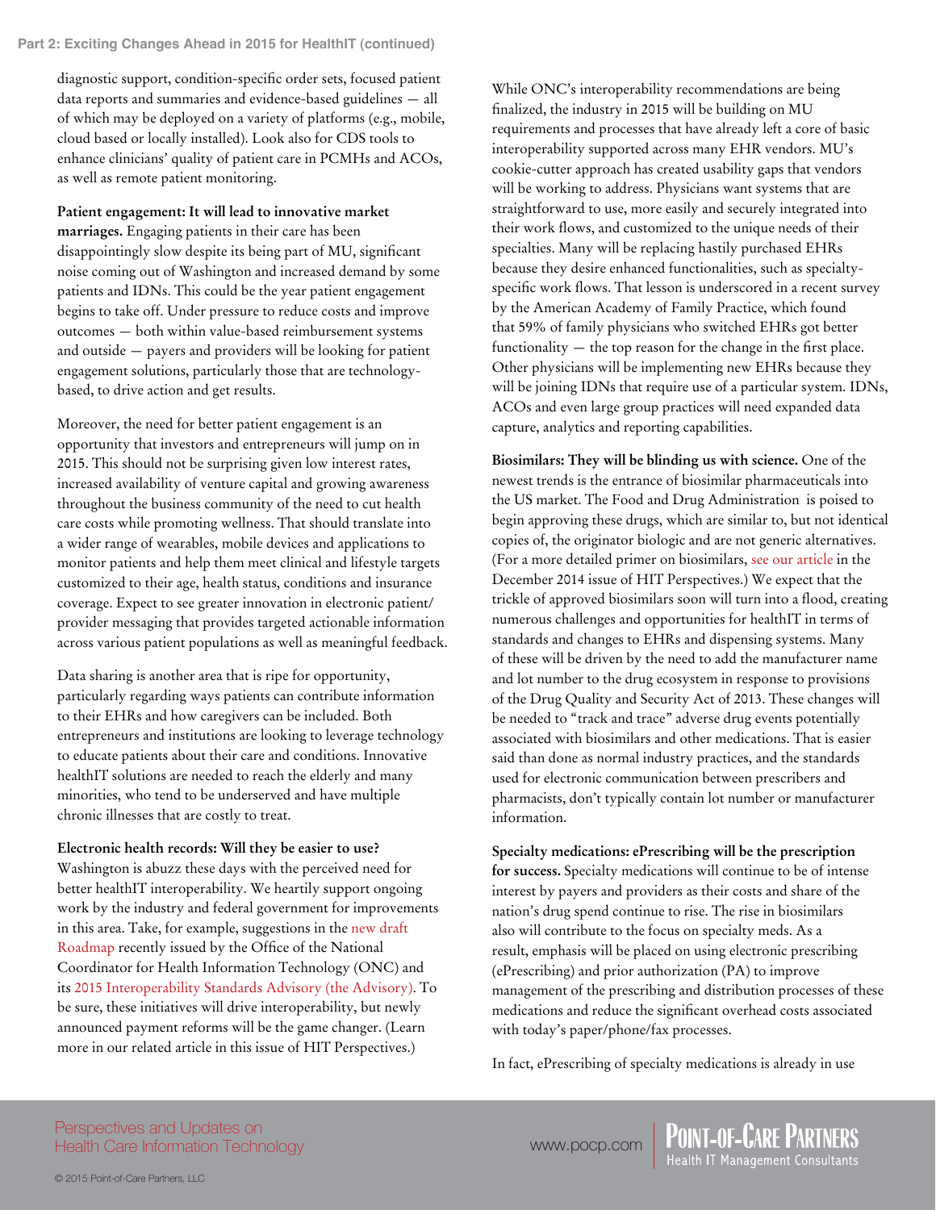diagnostic support, condition-specific order sets, focused patient data reports and summaries and evidence-based guidelines — all of which may be deployed on a variety of platforms (e.g., mobile, cloud based or locally installed). Look also for CDS tools to enhance clinicians' quality of patient care in PCMHs and ACOs, as well as remote patient monitoring.

**Patient engagement: It will lead to innovative market marriages.** Engaging patients in their care has been disappointingly slow despite its being part of MU, significant noise coming out of Washington and increased demand by some patients and IDNs. This could be the year patient engagement begins to take off. Under pressure to reduce costs and improve outcomes — both within value-based reimbursement systems and outside — payers and providers will be looking for patient engagement solutions, particularly those that are technology-based, to drive action and get results.

Moreover, the need for better patient engagement is an opportunity that investors and entrepreneurs will jump on in 2015. This should not be surprising given low interest rates, increased availability of venture capital and growing awareness throughout the business community of the need to cut health care costs while promoting wellness. That should translate into a wider range of wearables, mobile devices and applications to monitor patients and help them meet clinical and lifestyle targets customized to their age, health status, conditions and insurance coverage. Expect to see greater innovation in electronic patient/provider messaging that provides targeted actionable information across various patient populations as well as meaningful feedback.

Data sharing is another area that is ripe for opportunity, particularly regarding ways patients can contribute information to their EHRs and how caregivers can be included. Both entrepreneurs and institutions are looking to leverage technology to educate patients about their care and conditions. Innovative healthIT solutions are needed to reach the elderly and many minorities, who tend to be underserved and have multiple chronic illnesses that are costly to treat.

**Electronic health records: Will they be easier to use?** Washington is abuzz these days with the perceived need for better healthIT interoperability. We heartily support ongoing work by the industry and federal government for improvements in this area. Take, for example, suggestions in the new draft Roadmap recently issued by the Office of the National Coordinator for Health Information Technology (ONC) and its 2015 Interoperability Standards Advisory (the Advisory). To be sure, these initiatives will drive interoperability, but newly announced payment reforms will be the game changer. (Learn more in our related article in this issue of HIT Perspectives.)

While ONC's interoperability recommendations are being finalized, the industry in 2015 will be building on MU requirements and processes that have already left a core of basic interoperability supported across many EHR vendors. MU's cookie-cutter approach has created usability gaps that vendors will be working to address. Physicians want systems that are straightforward to use, more easily and securely integrated into their work flows, and customized to the unique needs of their specialties. Many will be replacing hastily purchased EHRs because they desire enhanced functionalities, such as specialty-specific work flows. That lesson is underscored in a recent survey by the American Academy of Family Practice, which found that 59% of family physicians who switched EHRs got better functionality — the top reason for the change in the first place. Other physicians will be implementing new EHRs because they will be joining IDNs that require use of a particular system. IDNs, ACOs and even large group practices will need expanded data capture, analytics and reporting capabilities.

**Biosimilars: They will be blinding us with science.** One of the newest trends is the entrance of biosimilar pharmaceuticals into the US market. The Food and Drug Administration is poised to begin approving these drugs, which are similar to, but not identical copies of, the originator biologic and are not generic alternatives. (For a more detailed primer on biosimilars, see our article in the December 2014 issue of HIT Perspectives.) We expect that the trickle of approved biosimilars soon will turn into a flood, creating numerous challenges and opportunities for healthIT in terms of standards and changes to EHRs and dispensing systems. Many of these will be driven by the need to add the manufacturer name and lot number to the drug ecosystem in response to provisions of the Drug Quality and Security Act of 2013. These changes will be needed to "track and trace" adverse drug events potentially associated with biosimilars and other medications. That is easier said than done as normal industry practices, and the standards used for electronic communication between prescribers and pharmacists, don't typically contain lot number or manufacturer information.

**Specialty medications: ePrescribing will be the prescription for success.** Specialty medications will continue to be of intense interest by payers and providers as their costs and share of the nation's drug spend continue to rise. The rise in biosimilars also will contribute to the focus on specialty meds. As a result, emphasis will be placed on using electronic prescribing (ePrescribing) and prior authorization (PA) to improve management of the prescribing and distribution processes of these medications and reduce the significant overhead costs associated with today's paper/phone/fax processes.

In fact, ePrescribing of specialty medications is already in use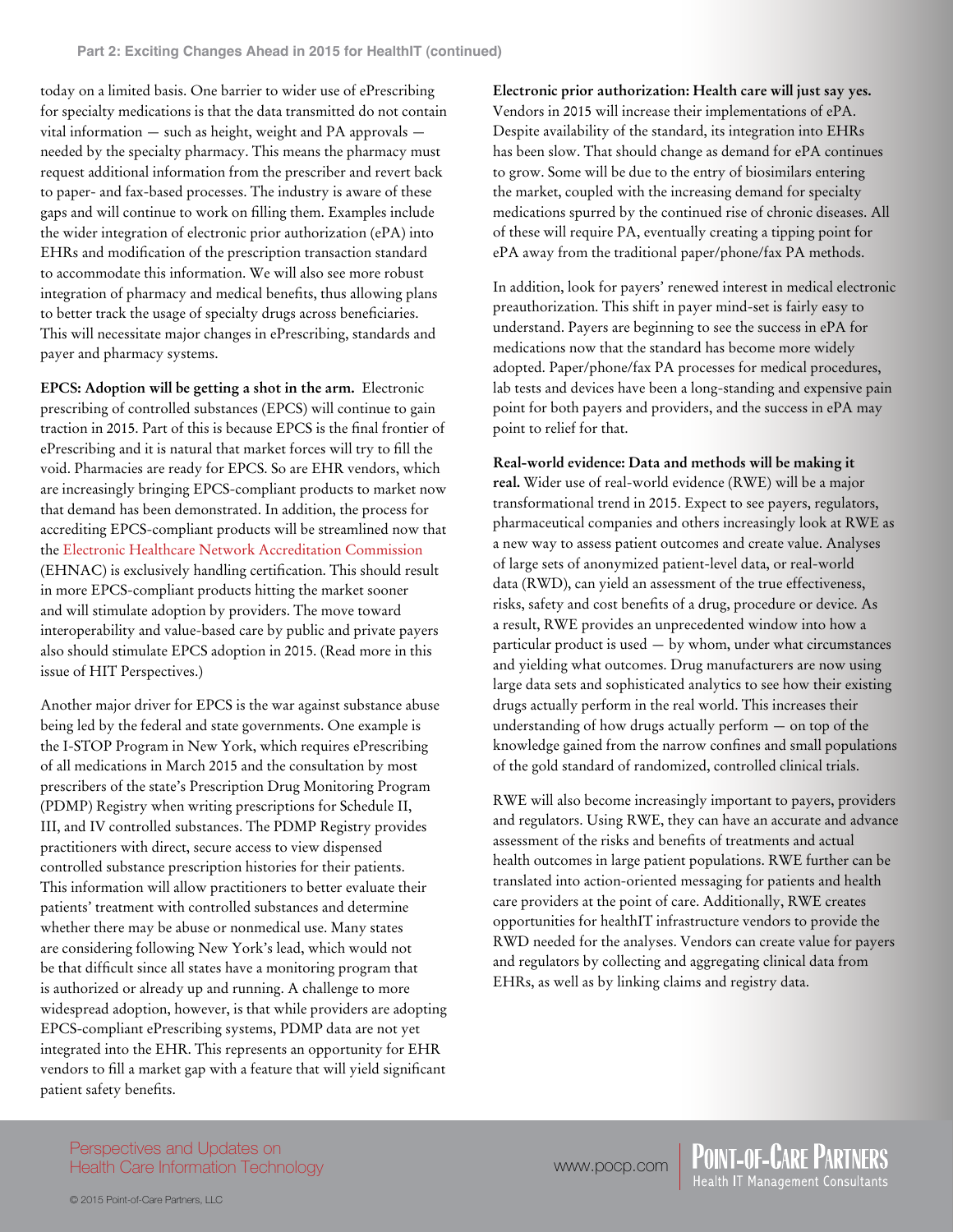today on a limited basis. One barrier to wider use of ePrescribing for specialty medications is that the data transmitted do not contain vital information — such as height, weight and PA approvals — needed by the specialty pharmacy. This means the pharmacy must request additional information from the prescriber and revert back to paper- and fax-based processes. The industry is aware of these gaps and will continue to work on filling them. Examples include the wider integration of electronic prior authorization (ePA) into EHRs and modification of the prescription transaction standard to accommodate this information. We will also see more robust integration of pharmacy and medical benefits, thus allowing plans to better track the usage of specialty drugs across beneficiaries. This will necessitate major changes in ePrescribing, standards and payer and pharmacy systems.

**EPCS: Adoption will be getting a shot in the arm.** Electronic prescribing of controlled substances (EPCS) will continue to gain traction in 2015. Part of this is because EPCS is the final frontier of ePrescribing and it is natural that market forces will try to fill the void. Pharmacies are ready for EPCS. So are EHR vendors, which are increasingly bringing EPCS-compliant products to market now that demand has been demonstrated. In addition, the process for accrediting EPCS-compliant products will be streamlined now that the Electronic Healthcare Network Accreditation Commission (EHNAC) is exclusively handling certification. This should result in more EPCS-compliant products hitting the market sooner and will stimulate adoption by providers. The move toward interoperability and value-based care by public and private payers also should stimulate EPCS adoption in 2015. (Read more in this issue of HIT Perspectives.)

Another major driver for EPCS is the war against substance abuse being led by the federal and state governments. One example is the I-STOP Program in New York, which requires ePrescribing of all medications in March 2015 and the consultation by most prescribers of the state's Prescription Drug Monitoring Program (PDMP) Registry when writing prescriptions for Schedule II, III, and IV controlled substances. The PDMP Registry provides practitioners with direct, secure access to view dispensed controlled substance prescription histories for their patients. This information will allow practitioners to better evaluate their patients' treatment with controlled substances and determine whether there may be abuse or nonmedical use. Many states are considering following New York's lead, which would not be that difficult since all states have a monitoring program that is authorized or already up and running. A challenge to more widespread adoption, however, is that while providers are adopting EPCS-compliant ePrescribing systems, PDMP data are not yet integrated into the EHR. This represents an opportunity for EHR vendors to fill a market gap with a feature that will yield significant patient safety benefits.

**Electronic prior authorization: Health care will just say yes.** Vendors in 2015 will increase their implementations of ePA. Despite availability of the standard, its integration into EHRs has been slow. That should change as demand for ePA continues to grow. Some will be due to the entry of biosimilars entering the market, coupled with the increasing demand for specialty medications spurred by the continued rise of chronic diseases. All of these will require PA, eventually creating a tipping point for ePA away from the traditional paper/phone/fax PA methods.

In addition, look for payers' renewed interest in medical electronic preauthorization. This shift in payer mind-set is fairly easy to understand. Payers are beginning to see the success in ePA for medications now that the standard has become more widely adopted. Paper/phone/fax PA processes for medical procedures, lab tests and devices have been a long-standing and expensive pain point for both payers and providers, and the success in ePA may point to relief for that.

**Real-world evidence: Data and methods will be making it real.** Wider use of real-world evidence (RWE) will be a major transformational trend in 2015. Expect to see payers, regulators, pharmaceutical companies and others increasingly look at RWE as a new way to assess patient outcomes and create value. Analyses of large sets of anonymized patient-level data, or real-world data (RWD), can yield an assessment of the true effectiveness, risks, safety and cost benefits of a drug, procedure or device. As a result, RWE provides an unprecedented window into how a particular product is used — by whom, under what circumstances and yielding what outcomes. Drug manufacturers are now using large data sets and sophisticated analytics to see how their existing drugs actually perform in the real world. This increases their understanding of how drugs actually perform — on top of the knowledge gained from the narrow confines and small populations of the gold standard of randomized, controlled clinical trials.

RWE will also become increasingly important to payers, providers and regulators. Using RWE, they can have an accurate and advance assessment of the risks and benefits of treatments and actual health outcomes in large patient populations. RWE further can be translated into action-oriented messaging for patients and health care providers at the point of care. Additionally, RWE creates opportunities for healthIT infrastructure vendors to provide the RWD needed for the analyses. Vendors can create value for payers and regulators by collecting and aggregating clinical data from EHRs, as well as by linking claims and registry data.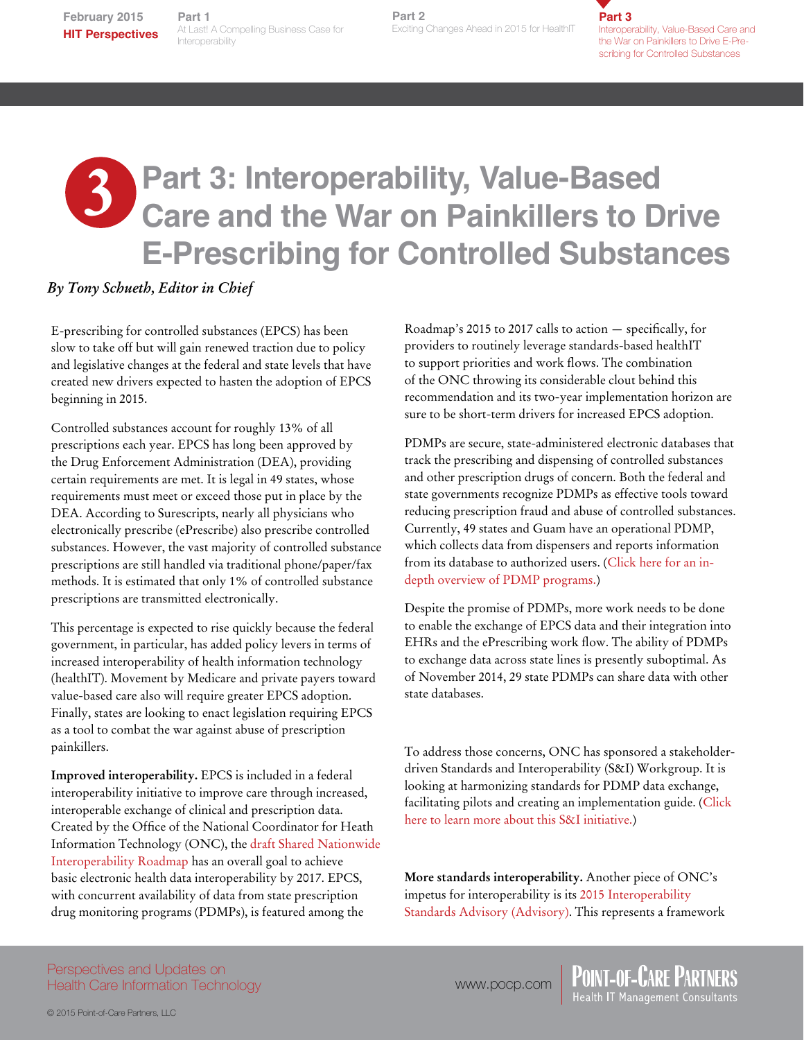# Part 3: Interoperability, Value-Based Care and the War on Painkillers to Drive E-Prescribing for Controlled Substances

*By Tony Schueth, Editor in Chief*

E-prescribing for controlled substances (EPCS) has been slow to take off but will gain renewed traction due to policy and legislative changes at the federal and state levels that have created new drivers expected to hasten the adoption of EPCS beginning in 2015.

Controlled substances account for roughly 13% of all prescriptions each year. EPCS has long been approved by the Drug Enforcement Administration (DEA), providing certain requirements are met. It is legal in 49 states, whose requirements must meet or exceed those put in place by the DEA. According to Surescripts, nearly all physicians who electronically prescribe (ePrescribe) also prescribe controlled substances. However, the vast majority of controlled substance prescriptions are still handled via traditional phone/paper/fax methods. It is estimated that only 1% of controlled substance prescriptions are transmitted electronically.

This percentage is expected to rise quickly because the federal government, in particular, has added policy levers in terms of increased interoperability of health information technology (healthIT). Movement by Medicare and private payers toward value-based care also will require greater EPCS adoption. Finally, states are looking to enact legislation requiring EPCS as a tool to combat the war against abuse of prescription painkillers.

**Improved interoperability.** EPCS is included in a federal interoperability initiative to improve care through increased, interoperable exchange of clinical and prescription data. Created by the Office of the National Coordinator for Heath Information Technology (ONC), the draft Shared Nationwide Interoperability Roadmap has an overall goal to achieve basic electronic health data interoperability by 2017. EPCS, with concurrent availability of data from state prescription drug monitoring programs (PDMPs), is featured among the Roadmap's 2015 to 2017 calls to action — specifically, for providers to routinely leverage standards-based healthIT to support priorities and work flows. The combination of the ONC throwing its considerable clout behind this recommendation and its two-year implementation horizon are sure to be short-term drivers for increased EPCS adoption.

PDMPs are secure, state-administered electronic databases that track the prescribing and dispensing of controlled substances and other prescription drugs of concern. Both the federal and state governments recognize PDMPs as effective tools toward reducing prescription fraud and abuse of controlled substances. Currently, 49 states and Guam have an operational PDMP, which collects data from dispensers and reports information from its database to authorized users. (Click here for an in-depth overview of PDMP programs.)

Despite the promise of PDMPs, more work needs to be done to enable the exchange of EPCS data and their integration into EHRs and the ePrescribing work flow. The ability of PDMPs to exchange data across state lines is presently suboptimal. As of November 2014, 29 state PDMPs can share data with other state databases.

To address those concerns, ONC has sponsored a stakeholder-driven Standards and Interoperability (S&I) Workgroup. It is looking at harmonizing standards for PDMP data exchange, facilitating pilots and creating an implementation guide. (Click here to learn more about this S&I initiative.)

**More standards interoperability.** Another piece of ONC's impetus for interoperability is its 2015 Interoperability Standards Advisory (Advisory). This represents a framework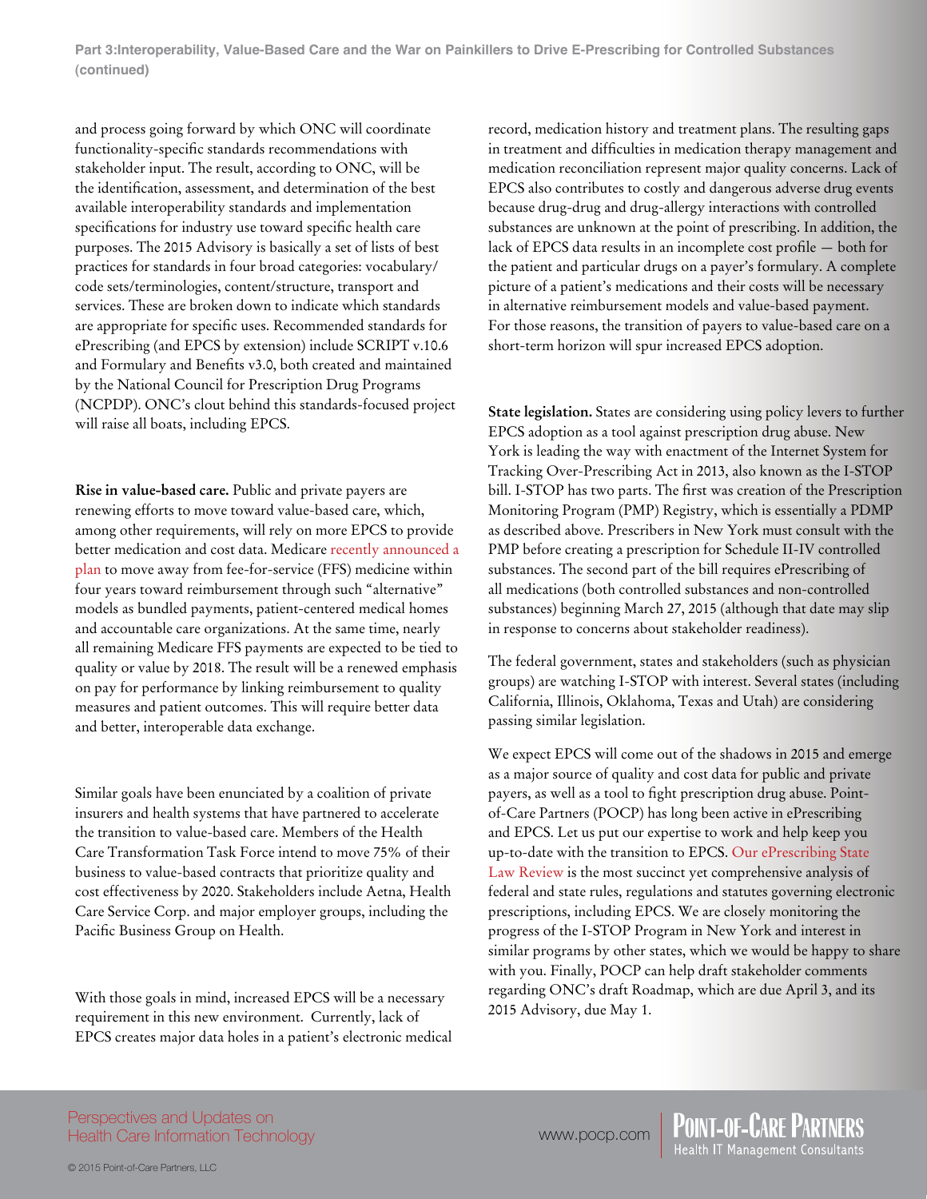and process going forward by which ONC will coordinate functionality-specific standards recommendations with stakeholder input. The result, according to ONC, will be the identification, assessment, and determination of the best available interoperability standards and implementation specifications for industry use toward specific health care purposes. The 2015 Advisory is basically a set of lists of best practices for standards in four broad categories: vocabulary/code sets/terminologies, content/structure, transport and services. These are broken down to indicate which standards are appropriate for specific uses. Recommended standards for ePrescribing (and EPCS by extension) include SCRIPT v.10.6 and Formulary and Benefits v3.0, both created and maintained by the National Council for Prescription Drug Programs (NCPDP). ONC's clout behind this standards-focused project will raise all boats, including EPCS.

**Rise in value-based care.** Public and private payers are renewing efforts to move toward value-based care, which, among other requirements, will rely on more EPCS to provide better medication and cost data. Medicare recently announced a plan to move away from fee-for-service (FFS) medicine within four years toward reimbursement through such "alternative" models as bundled payments, patient-centered medical homes and accountable care organizations. At the same time, nearly all remaining Medicare FFS payments are expected to be tied to quality or value by 2018. The result will be a renewed emphasis on pay for performance by linking reimbursement to quality measures and patient outcomes. This will require better data and better, interoperable data exchange.

Similar goals have been enunciated by a coalition of private insurers and health systems that have partnered to accelerate the transition to value-based care. Members of the Health Care Transformation Task Force intend to move 75% of their business to value-based contracts that prioritize quality and cost effectiveness by 2020. Stakeholders include Aetna, Health Care Service Corp. and major employer groups, including the Pacific Business Group on Health.

With those goals in mind, increased EPCS will be a necessary requirement in this new environment. Currently, lack of EPCS creates major data holes in a patient's electronic medical record, medication history and treatment plans. The resulting gaps in treatment and difficulties in medication therapy management and medication reconciliation represent major quality concerns. Lack of EPCS also contributes to costly and dangerous adverse drug events because drug-drug and drug-allergy interactions with controlled substances are unknown at the point of prescribing. In addition, the lack of EPCS data results in an incomplete cost profile — both for the patient and particular drugs on a payer's formulary. A complete picture of a patient's medications and their costs will be necessary in alternative reimbursement models and value-based payment. For those reasons, the transition of payers to value-based care on a short-term horizon will spur increased EPCS adoption.

**State legislation.** States are considering using policy levers to further EPCS adoption as a tool against prescription drug abuse. New York is leading the way with enactment of the Internet System for Tracking Over-Prescribing Act in 2013, also known as the I-STOP bill. I-STOP has two parts. The first was creation of the Prescription Monitoring Program (PMP) Registry, which is essentially a PDMP as described above. Prescribers in New York must consult with the PMP before creating a prescription for Schedule II-IV controlled substances. The second part of the bill requires ePrescribing of all medications (both controlled substances and non-controlled substances) beginning March 27, 2015 (although that date may slip in response to concerns about stakeholder readiness).

The federal government, states and stakeholders (such as physician groups) are watching I-STOP with interest. Several states (including California, Illinois, Oklahoma, Texas and Utah) are considering passing similar legislation.

We expect EPCS will come out of the shadows in 2015 and emerge as a major source of quality and cost data for public and private payers, as well as a tool to fight prescription drug abuse. Point-of-Care Partners (POCP) has long been active in ePrescribing and EPCS. Let us put our expertise to work and help keep you up-to-date with the transition to EPCS. Our ePrescribing State Law Review is the most succinct yet comprehensive analysis of federal and state rules, regulations and statutes governing electronic prescriptions, including EPCS. We are closely monitoring the progress of the I-STOP Program in New York and interest in similar programs by other states, which we would be happy to share with you. Finally, POCP can help draft stakeholder comments regarding ONC's draft Roadmap, which are due April 3, and its 2015 Advisory, due May 1.